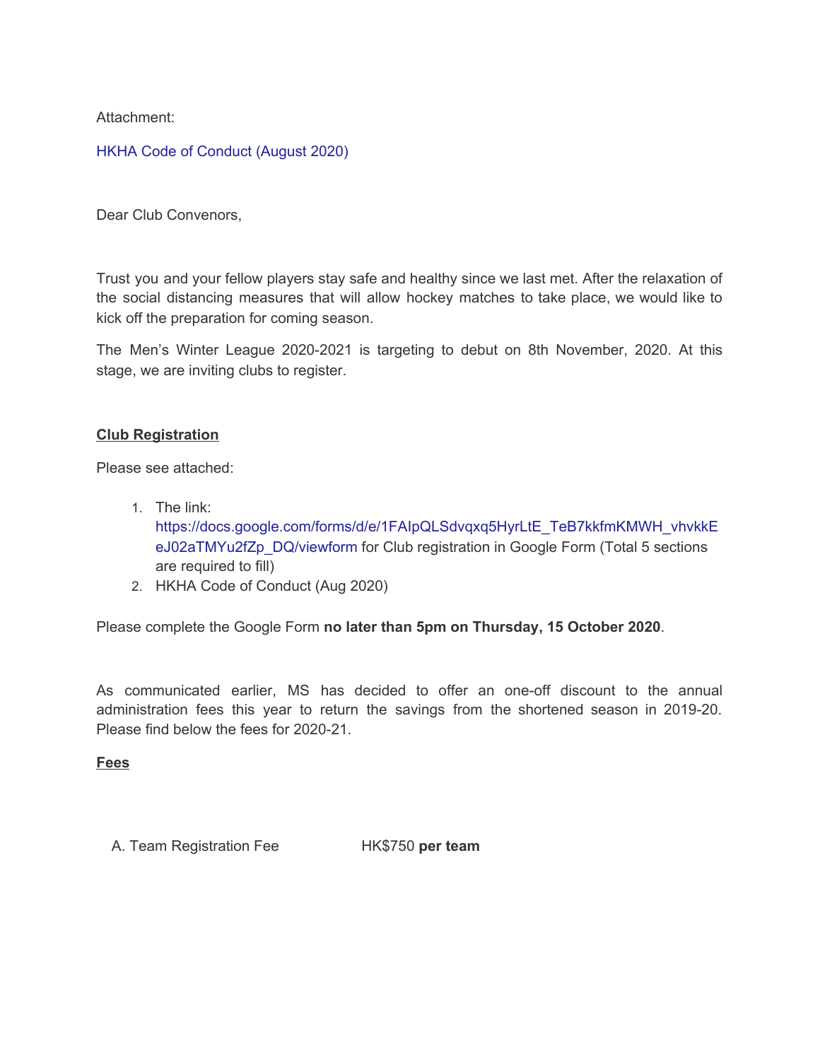Attachment:

HKHA Code of Conduct (August 2020)

Dear Club Convenors,

Trust you and your fellow players stay safe and healthy since we last met. After the relaxation of the social distancing measures that will allow hockey matches to take place, we would like to kick off the preparation for coming season.

The Men's Winter League 2020-2021 is targeting to debut on 8th November, 2020. At this stage, we are inviting clubs to register.

**Club Registration**

Please see attached:

1. The link: https://docs.google.com/forms/d/e/1FAIpQLSdvqxq5HyrLtE_TeB7kkfmKMWH_vhvkkEeJ02aTMYu2fZp_DQ/viewform for Club registration in Google Form (Total 5 sections are required to fill)
2. HKHA Code of Conduct (Aug 2020)

Please complete the Google Form **no later than 5pm on Thursday, 15 October 2020**.

As communicated earlier, MS has decided to offer an one-off discount to the annual administration fees this year to return the savings from the shortened season in 2019-20. Please find below the fees for 2020-21.

**Fees**

A. Team Registration Fee HK$750 **per team**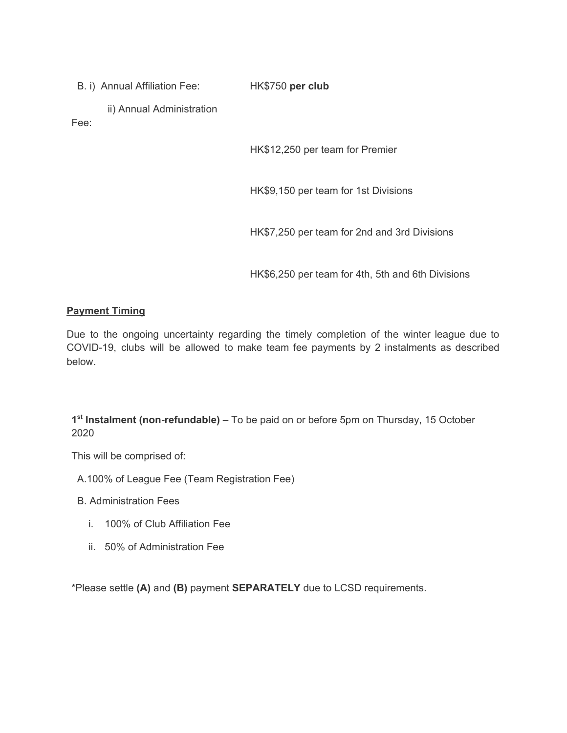B. i) Annual Affiliation Fee: HK$750 **per club**

ii) Annual Administration Fee:

HK$12,250 per team for Premier

HK$9,150 per team for 1st Divisions

HK$7,250 per team for 2nd and 3rd Divisions

HK$6,250 per team for 4th, 5th and 6th Divisions

**Payment Timing**

Due to the ongoing uncertainty regarding the timely completion of the winter league due to COVID-19, clubs will be allowed to make team fee payments by 2 instalments as described below.

**1st Instalment (non-refundable)** – To be paid on or before 5pm on Thursday, 15 October 2020

This will be comprised of:

A. 100% of League Fee (Team Registration Fee)

B. Administration Fees

i. 100% of Club Affiliation Fee

ii. 50% of Administration Fee

*Please settle **(A)** and **(B)** payment **SEPARATELY** due to LCSD requirements.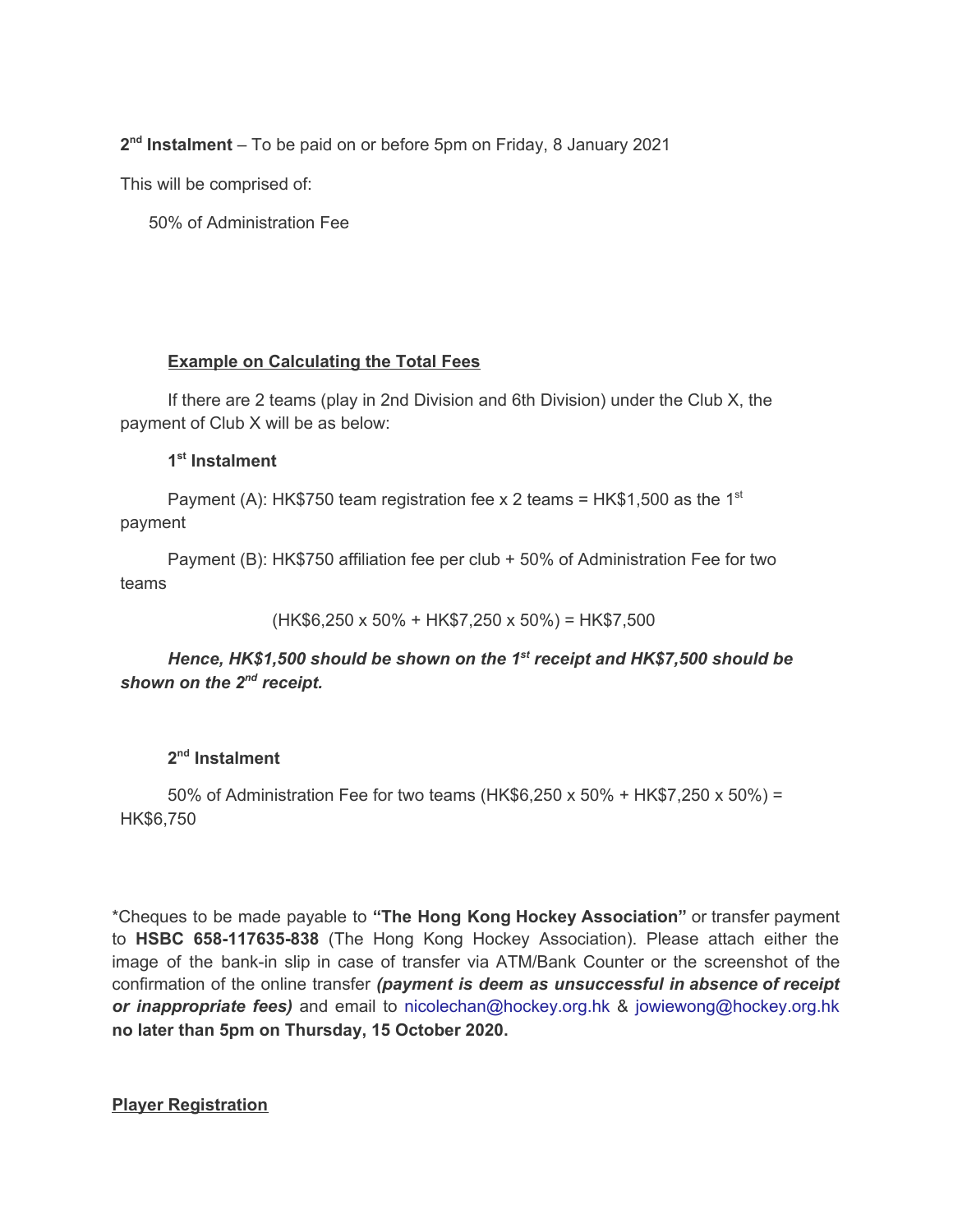**2nd Instalment** – To be paid on or before 5pm on Friday, 8 January 2021

This will be comprised of:

50% of Administration Fee

**Example on Calculating the Total Fees**

If there are 2 teams (play in 2nd Division and 6th Division) under the Club X, the payment of Club X will be as below:

**1st Instalment**

Payment (A): HK$750 team registration fee x 2 teams = HK$1,500 as the 1st payment

Payment (B): HK$750 affiliation fee per club + 50% of Administration Fee for two teams

(HK$6,250 x 50% + HK$7,250 x 50%) = HK$7,500

***Hence, HK$1,500 should be shown on the 1st receipt and HK$7,500 should be shown on the 2nd receipt.***

**2nd Instalment**

50% of Administration Fee for two teams (HK$6,250 x 50% + HK$7,250 x 50%) = HK$6,750

*Cheques to be made payable to **"The Hong Kong Hockey Association"** or transfer payment to **HSBC 658-117635-838** (The Hong Kong Hockey Association). Please attach either the image of the bank-in slip in case of transfer via ATM/Bank Counter or the screenshot of the confirmation of the online transfer ***(payment is deem as unsuccessful in absence of receipt or inappropriate fees)*** and email to nicolechan@hockey.org.hk & jowiewong@hockey.org.hk **no later than 5pm on Thursday, 15 October 2020.**

**Player Registration**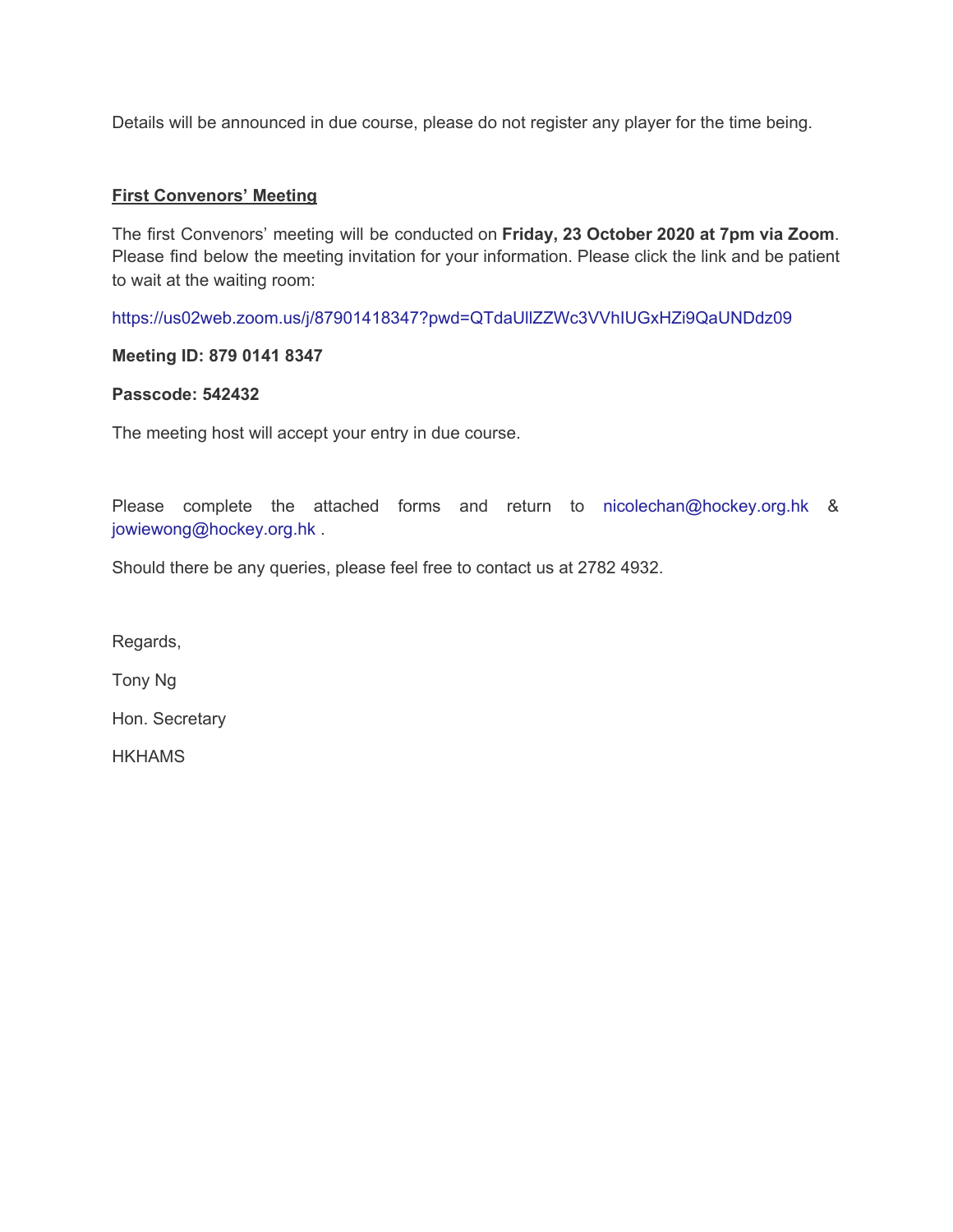Details will be announced in due course, please do not register any player for the time being.

## First Convenors' Meeting

The first Convenors' meeting will be conducted on **Friday, 23 October 2020 at 7pm via Zoom**. Please find below the meeting invitation for your information. Please click the link and be patient to wait at the waiting room:

https://us02web.zoom.us/j/87901418347?pwd=QTdaUllZZWc3VVhIUGxHZi9QaUNDdz09

**Meeting ID: 879 0141 8347**

**Passcode: 542432**

The meeting host will accept your entry in due course.

Please complete the attached forms and return to nicolechan@hockey.org.hk & jowiewong@hockey.org.hk .

Should there be any queries, please feel free to contact us at 2782 4932.

Regards,

Tony Ng

Hon. Secretary

HKHAMS